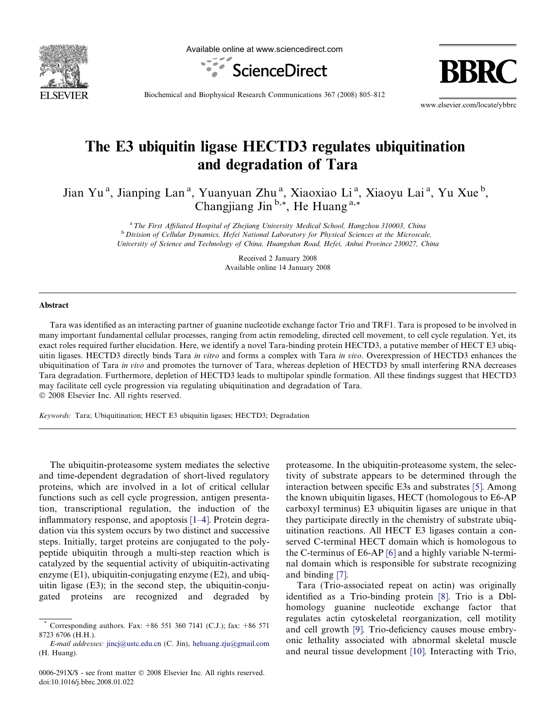# The E3 ubiquitin ligase HECTD3 regulates ubiquitination and degradation of Tara

Jian Yu [a], Jianping Lan [a], Yuanyuan Zhu [a], Xiaoxiao Li [a], Xiaoyu Lai [a], Yu Xue [b], Changjiang Jin [b,*], He Huang [a,*]

[a] The First Affiliated Hospital of Zhejiang University Medical School, Hangzhou 310003, China

[b] Division of Cellular Dynamics, Hefei National Laboratory for Physical Sciences at the Microscale, University of Science and Technology of China, Huangshan Road, Hefei, Anhui Province 230027, China

Received 2 January 2008
Available online 14 January 2008

## Abstract

Tara was identified as an interacting partner of guanine nucleotide exchange factor Trio and TRF1. Tara is proposed to be involved in many important fundamental cellular processes, ranging from actin remodeling, directed cell movement, to cell cycle regulation. Yet, its exact roles required further elucidation. Here, we identify a novel Tara-binding protein HECTD3, a putative member of HECT E3 ubiquitin ligases. HECTD3 directly binds Tara *in vitro* and forms a complex with Tara *in vivo*. Overexpression of HECTD3 enhances the ubiquitination of Tara *in vivo* and promotes the turnover of Tara, whereas depletion of HECTD3 by small interfering RNA decreases Tara degradation. Furthermore, depletion of HECTD3 leads to multipolar spindle formation. All these findings suggest that HECTD3 may facilitate cell cycle progression via regulating ubiquitination and degradation of Tara.

© 2008 Elsevier Inc. All rights reserved.

*Keywords:* Tara; Ubiquitination; HECT E3 ubiquitin ligases; HECTD3; Degradation

The ubiquitin-proteasome system mediates the selective and time-dependent degradation of short-lived regulatory proteins, which are involved in a lot of critical cellular functions such as cell cycle progression, antigen presentation, transcriptional regulation, the induction of the inflammatory response, and apoptosis [1–4]. Protein degradation via this system occurs by two distinct and successive steps. Initially, target proteins are conjugated to the polypeptide ubiquitin through a multi-step reaction which is catalyzed by the sequential activity of ubiquitin-activating enzyme (E1), ubiquitin-conjugating enzyme (E2), and ubiquitin ligase (E3); in the second step, the ubiquitin-conjugated proteins are recognized and degraded by proteasome. In the ubiquitin-proteasome system, the selectivity of substrate appears to be determined through the interaction between specific E3s and substrates [5]. Among the known ubiquitin ligases, HECT (homologous to E6-AP carboxyl terminus) E3 ubiquitin ligases are unique in that they participate directly in the chemistry of substrate ubiquitination reactions. All HECT E3 ligases contain a conserved C-terminal HECT domain which is homologous to the C-terminus of E6-AP [6] and a highly variable N-terminal domain which is responsible for substrate recognizing and binding [7].

Tara (Trio-associated repeat on actin) was originally identified as a Trio-binding protein [8]. Trio is a Dbl-homology guanine nucleotide exchange factor that regulates actin cytoskeletal reorganization, cell motility and cell growth [9]. Trio-deficiency causes mouse embryonic lethality associated with abnormal skeletal muscle and neural tissue development [10]. Interacting with Trio,

\* Corresponding authors. Fax: +86 551 360 7141 (C.J.); fax: +86 571 8723 6706 (H.H.).

*E-mail addresses:* jincj@ustc.edu.cn (C. Jin), hehuang.zju@gmail.com (H. Huang).

0006-291X/$ - see front matter © 2008 Elsevier Inc. All rights reserved.
doi:10.1016/j.bbrc.2008.01.022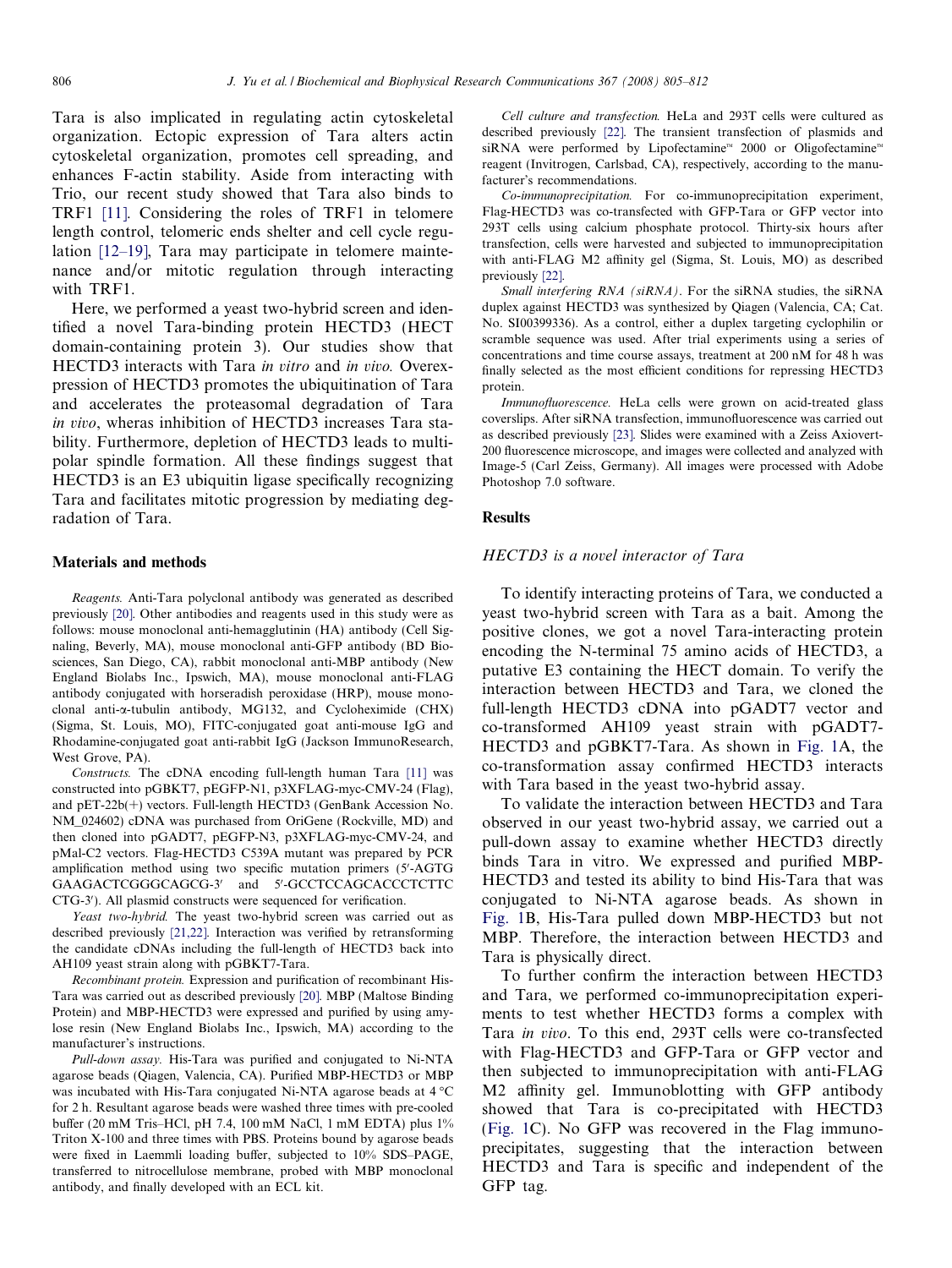Tara is also implicated in regulating actin cytoskeletal organization. Ectopic expression of Tara alters actin cytoskeletal organization, promotes cell spreading, and enhances F-actin stability. Aside from interacting with Trio, our recent study showed that Tara also binds to TRF1 [11]. Considering the roles of TRF1 in telomere length control, telomeric ends shelter and cell cycle regulation [12–19], Tara may participate in telomere maintenance and/or mitotic regulation through interacting with TRF1.

Here, we performed a yeast two-hybrid screen and identified a novel Tara-binding protein HECTD3 (HECT domain-containing protein 3). Our studies show that HECTD3 interacts with Tara *in vitro* and *in vivo.* Overexpression of HECTD3 promotes the ubiquitination of Tara and accelerates the proteasomal degradation of Tara *in vivo*, wheras inhibition of HECTD3 increases Tara stability. Furthermore, depletion of HECTD3 leads to multipolar spindle formation. All these findings suggest that HECTD3 is an E3 ubiquitin ligase specifically recognizing Tara and facilitates mitotic progression by mediating degradation of Tara.

## Materials and methods

*Reagents.* Anti-Tara polyclonal antibody was generated as described previously [20]. Other antibodies and reagents used in this study were as follows: mouse monoclonal anti-hemagglutinin (HA) antibody (Cell Signaling, Beverly, MA), mouse monoclonal anti-GFP antibody (BD Biosciences, San Diego, CA), rabbit monoclonal anti-MBP antibody (New England Biolabs Inc., Ipswich, MA), mouse monoclonal anti-FLAG antibody conjugated with horseradish peroxidase (HRP), mouse monoclonal anti-α-tubulin antibody, MG132, and Cycloheximide (CHX) (Sigma, St. Louis, MO), FITC-conjugated goat anti-mouse IgG and Rhodamine-conjugated goat anti-rabbit IgG (Jackson ImmunoResearch, West Grove, PA).

*Constructs.* The cDNA encoding full-length human Tara [11] was constructed into pGBKT7, pEGFP-N1, p3XFLAG-myc-CMV-24 (Flag), and pET-22b(+) vectors. Full-length HECTD3 (GenBank Accession No. NM_024602) cDNA was purchased from OriGene (Rockville, MD) and then cloned into pGADT7, pEGFP-N3, p3XFLAG-myc-CMV-24, and pMal-C2 vectors. Flag-HECTD3 C539A mutant was prepared by PCR amplification method using two specific mutation primers (5′-AGTG GAAGACTCGGGCAGCG-3′ and 5′-GCCTCCAGCACCCTCTTC CTG-3′). All plasmid constructs were sequenced for verification.

*Yeast two-hybrid.* The yeast two-hybrid screen was carried out as described previously [21,22]. Interaction was verified by retransforming the candidate cDNAs including the full-length of HECTD3 back into AH109 yeast strain along with pGBKT7-Tara.

*Recombinant protein.* Expression and purification of recombinant His-Tara was carried out as described previously [20]. MBP (Maltose Binding Protein) and MBP-HECTD3 were expressed and purified by using amylose resin (New England Biolabs Inc., Ipswich, MA) according to the manufacturer's instructions.

*Pull-down assay.* His-Tara was purified and conjugated to Ni-NTA agarose beads (Qiagen, Valencia, CA). Purified MBP-HECTD3 or MBP was incubated with His-Tara conjugated Ni-NTA agarose beads at 4 °C for 2 h. Resultant agarose beads were washed three times with pre-cooled buffer (20 mM Tris–HCl, pH 7.4, 100 mM NaCl, 1 mM EDTA) plus 1% Triton X-100 and three times with PBS. Proteins bound by agarose beads were fixed in Laemmli loading buffer, subjected to 10% SDS–PAGE, transferred to nitrocellulose membrane, probed with MBP monoclonal antibody, and finally developed with an ECL kit.

*Cell culture and transfection.* HeLa and 293T cells were cultured as described previously [22]. The transient transfection of plasmids and siRNA were performed by Lipofectamine™ 2000 or Oligofectamine™ reagent (Invitrogen, Carlsbad, CA), respectively, according to the manufacturer's recommendations.

*Co-immunoprecipitation.* For co-immunoprecipitation experiment, Flag-HECTD3 was co-transfected with GFP-Tara or GFP vector into 293T cells using calcium phosphate protocol. Thirty-six hours after transfection, cells were harvested and subjected to immunoprecipitation with anti-FLAG M2 affinity gel (Sigma, St. Louis, MO) as described previously [22].

*Small interfering RNA (siRNA).* For the siRNA studies, the siRNA duplex against HECTD3 was synthesized by Qiagen (Valencia, CA; Cat. No. SI00399336). As a control, either a duplex targeting cyclophilin or scramble sequence was used. After trial experiments using a series of concentrations and time course assays, treatment at 200 nM for 48 h was finally selected as the most efficient conditions for repressing HECTD3 protein.

*Immunofluorescence.* HeLa cells were grown on acid-treated glass coverslips. After siRNA transfection, immunofluorescence was carried out as described previously [23]. Slides were examined with a Zeiss Axiovert-200 fluorescence microscope, and images were collected and analyzed with Image-5 (Carl Zeiss, Germany). All images were processed with Adobe Photoshop 7.0 software.

## Results

### *HECTD3 is a novel interactor of Tara*

To identify interacting proteins of Tara, we conducted a yeast two-hybrid screen with Tara as a bait. Among the positive clones, we got a novel Tara-interacting protein encoding the N-terminal 75 amino acids of HECTD3, a putative E3 containing the HECT domain. To verify the interaction between HECTD3 and Tara, we cloned the full-length HECTD3 cDNA into pGADT7 vector and co-transformed AH109 yeast strain with pGADT7-HECTD3 and pGBKT7-Tara. As shown in Fig. 1A, the co-transformation assay confirmed HECTD3 interacts with Tara based in the yeast two-hybrid assay.

To validate the interaction between HECTD3 and Tara observed in our yeast two-hybrid assay, we carried out a pull-down assay to examine whether HECTD3 directly binds Tara in vitro. We expressed and purified MBP-HECTD3 and tested its ability to bind His-Tara that was conjugated to Ni-NTA agarose beads. As shown in Fig. 1B, His-Tara pulled down MBP-HECTD3 but not MBP. Therefore, the interaction between HECTD3 and Tara is physically direct.

To further confirm the interaction between HECTD3 and Tara, we performed co-immunoprecipitation experiments to test whether HECTD3 forms a complex with Tara *in vivo*. To this end, 293T cells were co-transfected with Flag-HECTD3 and GFP-Tara or GFP vector and then subjected to immunoprecipitation with anti-FLAG M2 affinity gel. Immunoblotting with GFP antibody showed that Tara is co-precipitated with HECTD3 (Fig. 1C). No GFP was recovered in the Flag immunoprecipitates, suggesting that the interaction between HECTD3 and Tara is specific and independent of the GFP tag.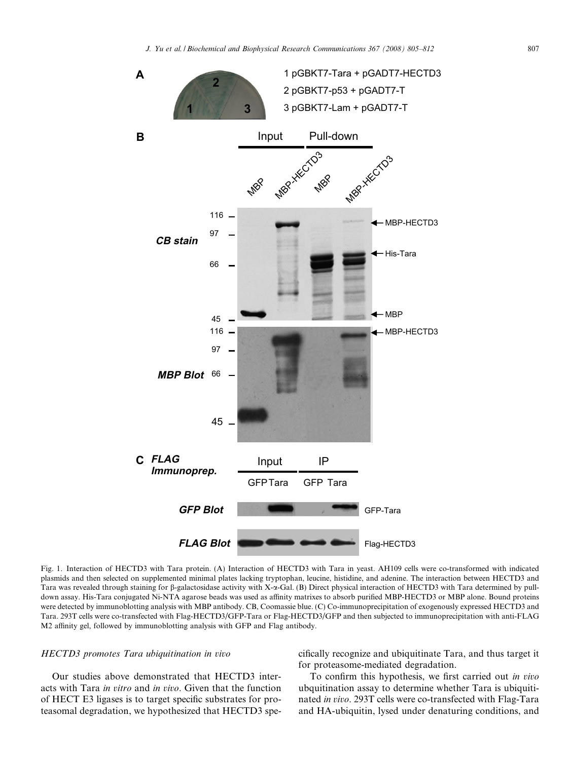Fig. 1. Interaction of HECTD3 with Tara protein. (A) Interaction of HECTD3 with Tara in yeast. AH109 cells were co-transformed with indicated plasmids and then selected on supplemented minimal plates lacking tryptophan, leucine, histidine, and adenine. The interaction between HECTD3 and Tara was revealed through staining for β-galactosidase activity with X-α-Gal. (B) Direct physical interaction of HECTD3 with Tara determined by pull-down assay. His-Tara conjugated Ni-NTA agarose beads was used as affinity matrixes to absorb purified MBP-HECTD3 or MBP alone. Bound proteins were detected by immunoblotting analysis with MBP antibody. CB, Coomassie blue. (C) Co-immunoprecipitation of exogenously expressed HECTD3 and Tara. 293T cells were co-transfected with Flag-HECTD3/GFP-Tara or Flag-HECTD3/GFP and then subjected to immunoprecipitation with anti-FLAG M2 affinity gel, followed by immunoblotting analysis with GFP and Flag antibody.

### *HECTD3 promotes Tara ubiquitination in vivo*

Our studies above demonstrated that HECTD3 interacts with Tara *in vitro* and *in vivo*. Given that the function of HECT E3 ligases is to target specific substrates for proteasomal degradation, we hypothesized that HECTD3 specifically recognize and ubiquitinate Tara, and thus target it for proteasome-mediated degradation.

To confirm this hypothesis, we first carried out *in vivo* ubiquitination assay to determine whether Tara is ubiquitinated *in vivo*. 293T cells were co-transfected with Flag-Tara and HA-ubiquitin, lysed under denaturing conditions, and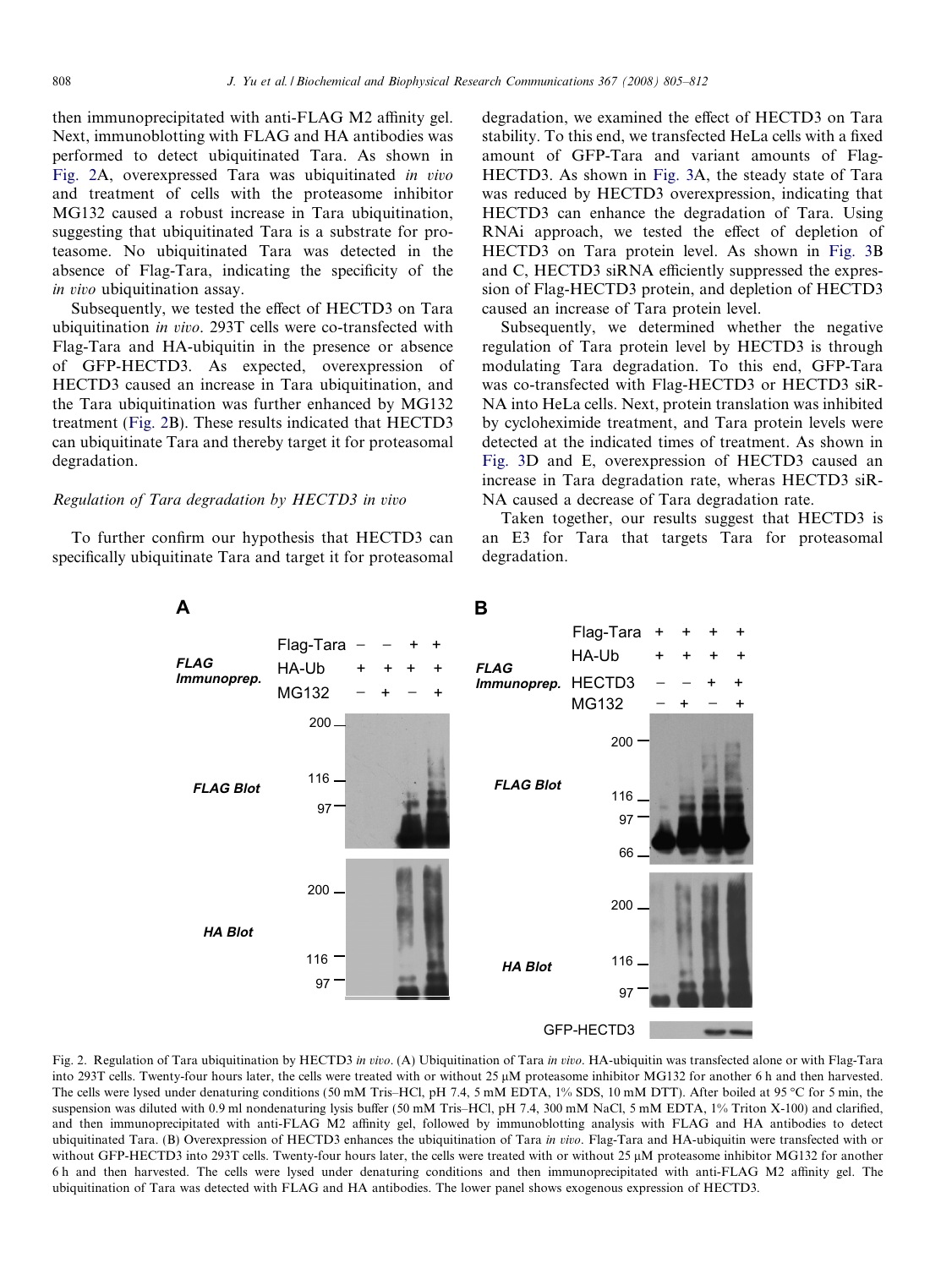then immunoprecipitated with anti-FLAG M2 affinity gel. Next, immunoblotting with FLAG and HA antibodies was performed to detect ubiquitinated Tara. As shown in Fig. 2A, overexpressed Tara was ubiquitinated *in vivo* and treatment of cells with the proteasome inhibitor MG132 caused a robust increase in Tara ubiquitination, suggesting that ubiquitinated Tara is a substrate for proteasome. No ubiquitinated Tara was detected in the absence of Flag-Tara, indicating the specificity of the *in vivo* ubiquitination assay.

Subsequently, we tested the effect of HECTD3 on Tara ubiquitination *in vivo*. 293T cells were co-transfected with Flag-Tara and HA-ubiquitin in the presence or absence of GFP-HECTD3. As expected, overexpression of HECTD3 caused an increase in Tara ubiquitination, and the Tara ubiquitination was further enhanced by MG132 treatment (Fig. 2B). These results indicated that HECTD3 can ubiquitinate Tara and thereby target it for proteasomal degradation.

### *Regulation of Tara degradation by HECTD3 in vivo*

To further confirm our hypothesis that HECTD3 can specifically ubiquitinate Tara and target it for proteasomal degradation, we examined the effect of HECTD3 on Tara stability. To this end, we transfected HeLa cells with a fixed amount of GFP-Tara and variant amounts of Flag-HECTD3. As shown in Fig. 3A, the steady state of Tara was reduced by HECTD3 overexpression, indicating that HECTD3 can enhance the degradation of Tara. Using RNAi approach, we tested the effect of depletion of HECTD3 on Tara protein level. As shown in Fig. 3B and C, HECTD3 siRNA efficiently suppressed the expression of Flag-HECTD3 protein, and depletion of HECTD3 caused an increase of Tara protein level.

Subsequently, we determined whether the negative regulation of Tara protein level by HECTD3 is through modulating Tara degradation. To this end, GFP-Tara was co-transfected with Flag-HECTD3 or HECTD3 siRNA into HeLa cells. Next, protein translation was inhibited by cycloheximide treatment, and Tara protein levels were detected at the indicated times of treatment. As shown in Fig. 3D and E, overexpression of HECTD3 caused an increase in Tara degradation rate, wheras HECTD3 siRNA caused a decrease of Tara degradation rate.

Taken together, our results suggest that HECTD3 is an E3 for Tara that targets Tara for proteasomal degradation.

Fig. 2. Regulation of Tara ubiquitination by HECTD3 *in vivo*. (A) Ubiquitination of Tara *in vivo*. HA-ubiquitin was transfected alone or with Flag-Tara into 293T cells. Twenty-four hours later, the cells were treated with or without 25 μM proteasome inhibitor MG132 for another 6 h and then harvested. The cells were lysed under denaturing conditions (50 mM Tris–HCl, pH 7.4, 5 mM EDTA, 1% SDS, 10 mM DTT). After boiled at 95 °C for 5 min, the suspension was diluted with 0.9 ml nondenaturing lysis buffer (50 mM Tris–HCl, pH 7.4, 300 mM NaCl, 5 mM EDTA, 1% Triton X-100) and clarified, and then immunoprecipitated with anti-FLAG M2 affinity gel, followed by immunoblotting analysis with FLAG and HA antibodies to detect ubiquitinated Tara. (B) Overexpression of HECTD3 enhances the ubiquitination of Tara *in vivo*. Flag-Tara and HA-ubiquitin were transfected with or without GFP-HECTD3 into 293T cells. Twenty-four hours later, the cells were treated with or without 25 μM proteasome inhibitor MG132 for another 6 h and then harvested. The cells were lysed under denaturing conditions and then immunoprecipitated with anti-FLAG M2 affinity gel. The ubiquitination of Tara was detected with FLAG and HA antibodies. The lower panel shows exogenous expression of HECTD3.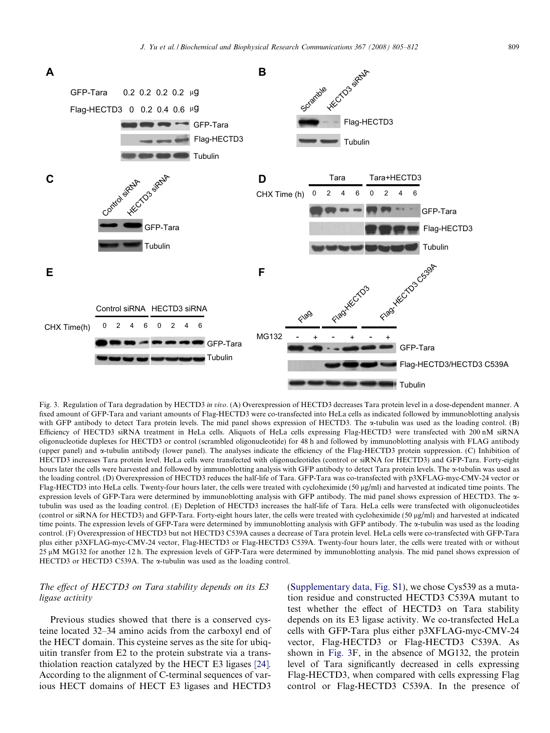Fig. 3. Regulation of Tara degradation by HECTD3 *in vivo*. (A) Overexpression of HECTD3 decreases Tara protein level in a dose-dependent manner. A fixed amount of GFP-Tara and variant amounts of Flag-HECTD3 were co-transfected into HeLa cells as indicated followed by immunoblotting analysis with GFP antibody to detect Tara protein levels. The mid panel shows expression of HECTD3. The α-tubulin was used as the loading control. (B) Efficiency of HECTD3 siRNA treatment in HeLa cells. Aliquots of HeLa cells expressing Flag-HECTD3 were transfected with 200 nM siRNA oligonucleotide duplexes for HECTD3 or control (scrambled oligonucleotide) for 48 h and followed by immunoblotting analysis with FLAG antibody (upper panel) and α-tubulin antibody (lower panel). The analyses indicate the efficiency of the Flag-HECTD3 protein suppression. (C) Inhibition of HECTD3 increases Tara protein level. HeLa cells were transfected with oligonucleotides (control or siRNA for HECTD3) and GFP-Tara. Forty-eight hours later the cells were harvested and followed by immunoblotting analysis with GFP antibody to detect Tara protein levels. The α-tubulin was used as the loading control. (D) Overexpression of HECTD3 reduces the half-life of Tara. GFP-Tara was co-transfected with p3XFLAG-myc-CMV-24 vector or Flag-HECTD3 into HeLa cells. Twenty-four hours later, the cells were treated with cycloheximide (50 μg/ml) and harvested at indicated time points. The expression levels of GFP-Tara were determined by immunoblotting analysis with GFP antibody. The mid panel shows expression of HECTD3. The α-tubulin was used as the loading control. (E) Depletion of HECTD3 increases the half-life of Tara. HeLa cells were transfected with oligonucleotides (control or siRNA for HECTD3) and GFP-Tara. Forty-eight hours later, the cells were treated with cycloheximide (50 μg/ml) and harvested at indicated time points. The expression levels of GFP-Tara were determined by immunoblotting analysis with GFP antibody. The α-tubulin was used as the loading control. (F) Overexpression of HECTD3 but not HECTD3 C539A causes a decrease of Tara protein level. HeLa cells were co-transfected with GFP-Tara plus either p3XFLAG-myc-CMV-24 vector, Flag-HECTD3 or Flag-HECTD3 C539A. Twenty-four hours later, the cells were treated with or without 25 μM MG132 for another 12 h. The expression levels of GFP-Tara were determined by immunoblotting analysis. The mid panel shows expression of HECTD3 or HECTD3 C539A. The α-tubulin was used as the loading control.

### *The effect of HECTD3 on Tara stability depends on its E3 ligase activity*

Previous studies showed that there is a conserved cysteine located 32–34 amino acids from the carboxyl end of the HECT domain. This cysteine serves as the site for ubiquitin transfer from E2 to the protein substrate via a transthiolation reaction catalyzed by the HECT E3 ligases [24]. According to the alignment of C-terminal sequences of various HECT domains of HECT E3 ligases and HECTD3 (Supplementary data, Fig. S1), we chose Cys539 as a mutation residue and constructed HECTD3 C539A mutant to test whether the effect of HECTD3 on Tara stability depends on its E3 ligase activity. We co-transfected HeLa cells with GFP-Tara plus either p3XFLAG-myc-CMV-24 vector, Flag-HECTD3 or Flag-HECTD3 C539A. As shown in Fig. 3F, in the absence of MG132, the protein level of Tara significantly decreased in cells expressing Flag-HECTD3, when compared with cells expressing Flag control or Flag-HECTD3 C539A. In the presence of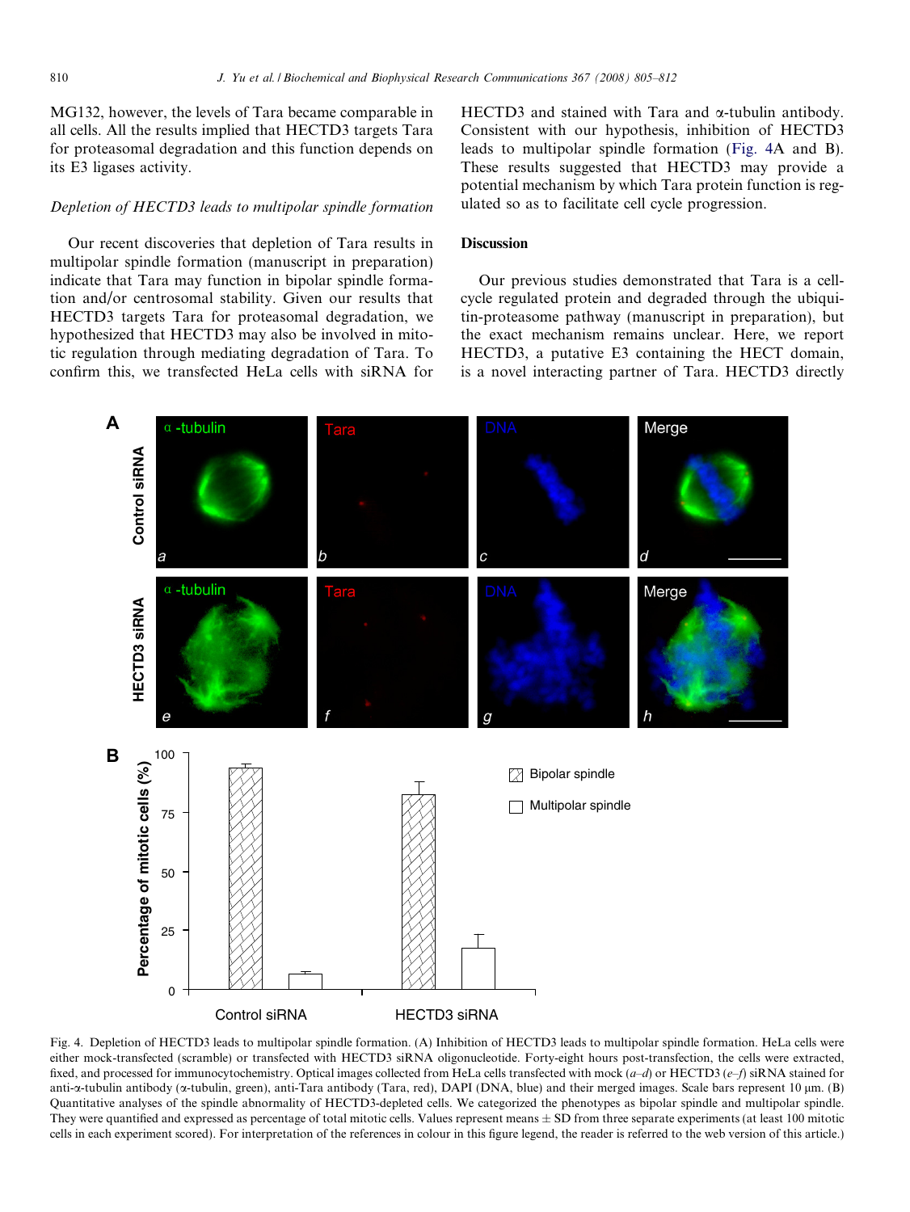MG132, however, the levels of Tara became comparable in all cells. All the results implied that HECTD3 targets Tara for proteasomal degradation and this function depends on its E3 ligases activity.

### *Depletion of HECTD3 leads to multipolar spindle formation*

Our recent discoveries that depletion of Tara results in multipolar spindle formation (manuscript in preparation) indicate that Tara may function in bipolar spindle formation and/or centrosomal stability. Given our results that HECTD3 targets Tara for proteasomal degradation, we hypothesized that HECTD3 may also be involved in mitotic regulation through mediating degradation of Tara. To confirm this, we transfected HeLa cells with siRNA for HECTD3 and stained with Tara and α-tubulin antibody. Consistent with our hypothesis, inhibition of HECTD3 leads to multipolar spindle formation (Fig. 4A and B). These results suggested that HECTD3 may provide a potential mechanism by which Tara protein function is regulated so as to facilitate cell cycle progression.

## Discussion

Our previous studies demonstrated that Tara is a cell-cycle regulated protein and degraded through the ubiquitin-proteasome pathway (manuscript in preparation), but the exact mechanism remains unclear. Here, we report HECTD3, a putative E3 containing the HECT domain, is a novel interacting partner of Tara. HECTD3 directly

Fig. 4. Depletion of HECTD3 leads to multipolar spindle formation. (A) Inhibition of HECTD3 leads to multipolar spindle formation. HeLa cells were either mock-transfected (scramble) or transfected with HECTD3 siRNA oligonucleotide. Forty-eight hours post-transfection, the cells were extracted, fixed, and processed for immunocytochemistry. Optical images collected from HeLa cells transfected with mock (*a–d*) or HECTD3 (*e–f*) siRNA stained for anti-α-tubulin antibody (α-tubulin, green), anti-Tara antibody (Tara, red), DAPI (DNA, blue) and their merged images. Scale bars represent 10 μm. (B) Quantitative analyses of the spindle abnormality of HECTD3-depleted cells. We categorized the phenotypes as bipolar spindle and multipolar spindle. They were quantified and expressed as percentage of total mitotic cells. Values represent means ± SD from three separate experiments (at least 100 mitotic cells in each experiment scored). For interpretation of the references in colour in this figure legend, the reader is referred to the web version of this article.)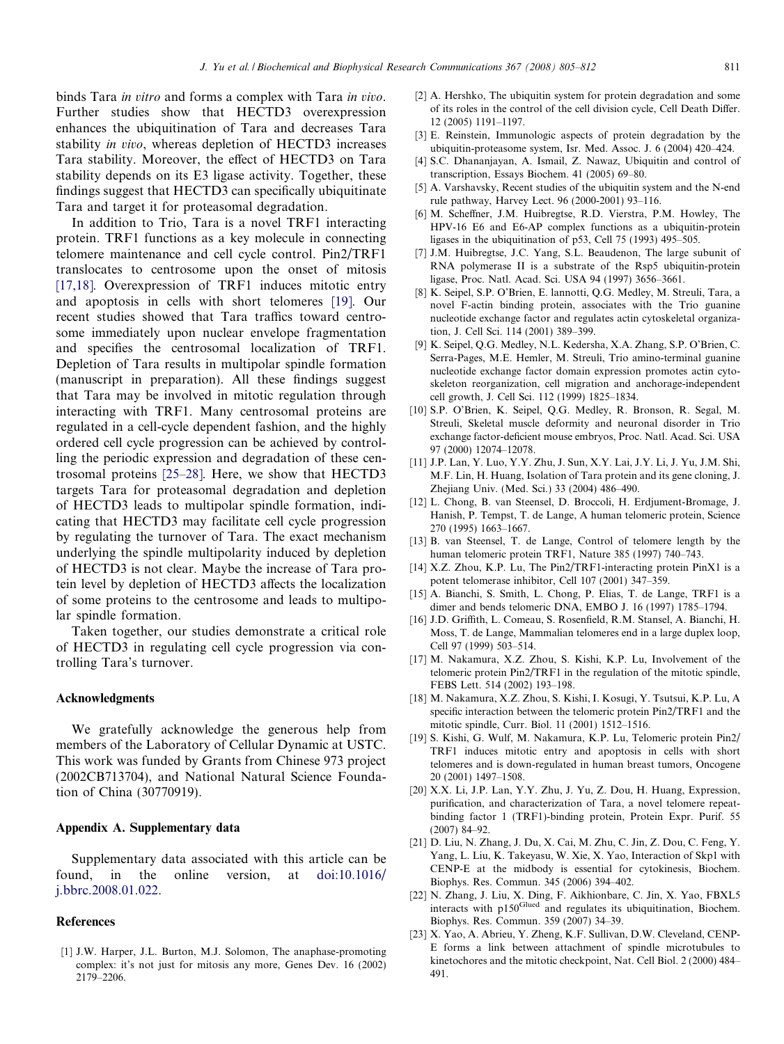binds Tara *in vitro* and forms a complex with Tara *in vivo*. Further studies show that HECTD3 overexpression enhances the ubiquitination of Tara and decreases Tara stability *in vivo*, whereas depletion of HECTD3 increases Tara stability. Moreover, the effect of HECTD3 on Tara stability depends on its E3 ligase activity. Together, these findings suggest that HECTD3 can specifically ubiquitinate Tara and target it for proteasomal degradation.

In addition to Trio, Tara is a novel TRF1 interacting protein. TRF1 functions as a key molecule in connecting telomere maintenance and cell cycle control. Pin2/TRF1 translocates to centrosome upon the onset of mitosis [17,18]. Overexpression of TRF1 induces mitotic entry and apoptosis in cells with short telomeres [19]. Our recent studies showed that Tara traffics toward centrosome immediately upon nuclear envelope fragmentation and specifies the centrosomal localization of TRF1. Depletion of Tara results in multipolar spindle formation (manuscript in preparation). All these findings suggest that Tara may be involved in mitotic regulation through interacting with TRF1. Many centrosomal proteins are regulated in a cell-cycle dependent fashion, and the highly ordered cell cycle progression can be achieved by controlling the periodic expression and degradation of these centrosomal proteins [25–28]. Here, we show that HECTD3 targets Tara for proteasomal degradation and depletion of HECTD3 leads to multipolar spindle formation, indicating that HECTD3 may facilitate cell cycle progression by regulating the turnover of Tara. The exact mechanism underlying the spindle multipolarity induced by depletion of HECTD3 is not clear. Maybe the increase of Tara protein level by depletion of HECTD3 affects the localization of some proteins to the centrosome and leads to multipolar spindle formation.

Taken together, our studies demonstrate a critical role of HECTD3 in regulating cell cycle progression via controlling Tara's turnover.

## Acknowledgments

We gratefully acknowledge the generous help from members of the Laboratory of Cellular Dynamic at USTC. This work was funded by Grants from Chinese 973 project (2002CB713704), and National Natural Science Foundation of China (30770919).

## Appendix A. Supplementary data

Supplementary data associated with this article can be found, in the online version, at doi:10.1016/j.bbrc.2008.01.022.

## References

[1] J.W. Harper, J.L. Burton, M.J. Solomon, The anaphase-promoting complex: it's not just for mitosis any more, Genes Dev. 16 (2002) 2179–2206.

[2] A. Hershko, The ubiquitin system for protein degradation and some of its roles in the control of the cell division cycle, Cell Death Differ. 12 (2005) 1191–1197.

[3] E. Reinstein, Immunologic aspects of protein degradation by the ubiquitin-proteasome system, Isr. Med. Assoc. J. 6 (2004) 420–424.

[4] S.C. Dhananjayan, A. Ismail, Z. Nawaz, Ubiquitin and control of transcription, Essays Biochem. 41 (2005) 69–80.

[5] A. Varshavsky, Recent studies of the ubiquitin system and the N-end rule pathway, Harvey Lect. 96 (2000-2001) 93–116.

[6] M. Scheffner, J.M. Huibregtse, R.D. Vierstra, P.M. Howley, The HPV-16 E6 and E6-AP complex functions as a ubiquitin-protein ligase in the ubiquitination of p53, Cell 75 (1993) 495–505.

[7] J.M. Huibregtse, J.C. Yang, S.L. Beaudenon, The large subunit of RNA polymerase II is a substrate of the Rsp5 ubiquitin-protein ligase, Proc. Natl. Acad. Sci. USA 94 (1997) 3656–3661.

[8] K. Seipel, S.P. O'Brien, E. Iannotti, Q.G. Medley, M. Streuli, Tara, a novel F-actin binding protein, associates with the Trio guanine nucleotide exchange factor and regulates actin cytoskeletal organization, J. Cell Sci. 114 (2001) 389–399.

[9] K. Seipel, Q.G. Medley, N.L. Kedersha, X.A. Zhang, S.P. O'Brien, C. Serra-Pages, M.E. Hemler, M. Streuli, Trio amino-terminal guanine nucleotide exchange factor domain expression promotes actin cytoskeleton reorganization, cell migration and anchorage-independent cell growth, J. Cell Sci. 112 (1999) 1825–1834.

[10] S.P. O'Brien, K. Seipel, Q.G. Medley, R. Bronson, R. Segal, M. Streuli, Skeletal muscle deformity and neuronal disorder in Trio exchange factor-deficient mouse embryos, Proc. Natl. Acad. Sci. USA 97 (2000) 12074–12078.

[11] J.P. Lan, Y. Luo, Y.Y. Zhu, J. Sun, X.Y. Lai, J.Y. Li, J. Yu, J.M. Shi, M.F. Lin, H. Huang, Isolation of Tara protein and its gene cloning, J. Zhejiang Univ. (Med. Sci.) 33 (2004) 486–490.

[12] L. Chong, B. van Steensel, D. Broccoli, H. Erdjument-Bromage, J. Hanish, P. Tempst, T. de Lange, A human telomeric protein, Science 270 (1995) 1663–1667.

[13] B. van Steensel, T. de Lange, Control of telomere length by the human telomeric protein TRF1, Nature 385 (1997) 740–743.

[14] X.Z. Zhou, K.P. Lu, The Pin2/TRF1-interacting protein PinX1 is a potent telomerase inhibitor, Cell 107 (2001) 347–359.

[15] A. Bianchi, S. Smith, L. Chong, P. Elias, T. de Lange, TRF1 is a dimer and bends telomeric DNA, EMBO J. 16 (1997) 1785–1794.

[16] J.D. Griffith, L. Comeau, S. Rosenfield, R.M. Stansel, A. Bianchi, H. Moss, T. de Lange, Mammalian telomeres end in a large duplex loop, Cell 97 (1999) 503–514.

[17] M. Nakamura, X.Z. Zhou, S. Kishi, K.P. Lu, Involvement of the telomeric protein Pin2/TRF1 in the regulation of the mitotic spindle, FEBS Lett. 514 (2002) 193–198.

[18] M. Nakamura, X.Z. Zhou, S. Kishi, I. Kosugi, Y. Tsutsui, K.P. Lu, A specific interaction between the telomeric protein Pin2/TRF1 and the mitotic spindle, Curr. Biol. 11 (2001) 1512–1516.

[19] S. Kishi, G. Wulf, M. Nakamura, K.P. Lu, Telomeric protein Pin2/TRF1 induces mitotic entry and apoptosis in cells with short telomeres and is down-regulated in human breast tumors, Oncogene 20 (2001) 1497–1508.

[20] X.X. Li, J.P. Lan, Y.Y. Zhu, J. Yu, Z. Dou, H. Huang, Expression, purification, and characterization of Tara, a novel telomere repeat-binding factor 1 (TRF1)-binding protein, Protein Expr. Purif. 55 (2007) 84–92.

[21] D. Liu, N. Zhang, J. Du, X. Cai, M. Zhu, C. Jin, Z. Dou, C. Feng, Y. Yang, L. Liu, K. Takeyasu, W. Xie, X. Yao, Interaction of Skp1 with CENP-E at the midbody is essential for cytokinesis, Biochem. Biophys. Res. Commun. 345 (2006) 394–402.

[22] N. Zhang, J. Liu, X. Ding, F. Aikhionbare, C. Jin, X. Yao, FBXL5 interacts with $p150^{Glued}$ and regulates its ubiquitination, Biochem. Biophys. Res. Commun. 359 (2007) 34–39.

[23] X. Yao, A. Abrieu, Y. Zheng, K.F. Sullivan, D.W. Cleveland, CENP-E forms a link between attachment of spindle microtubules to kinetochores and the mitotic checkpoint, Nat. Cell Biol. 2 (2000) 484–491.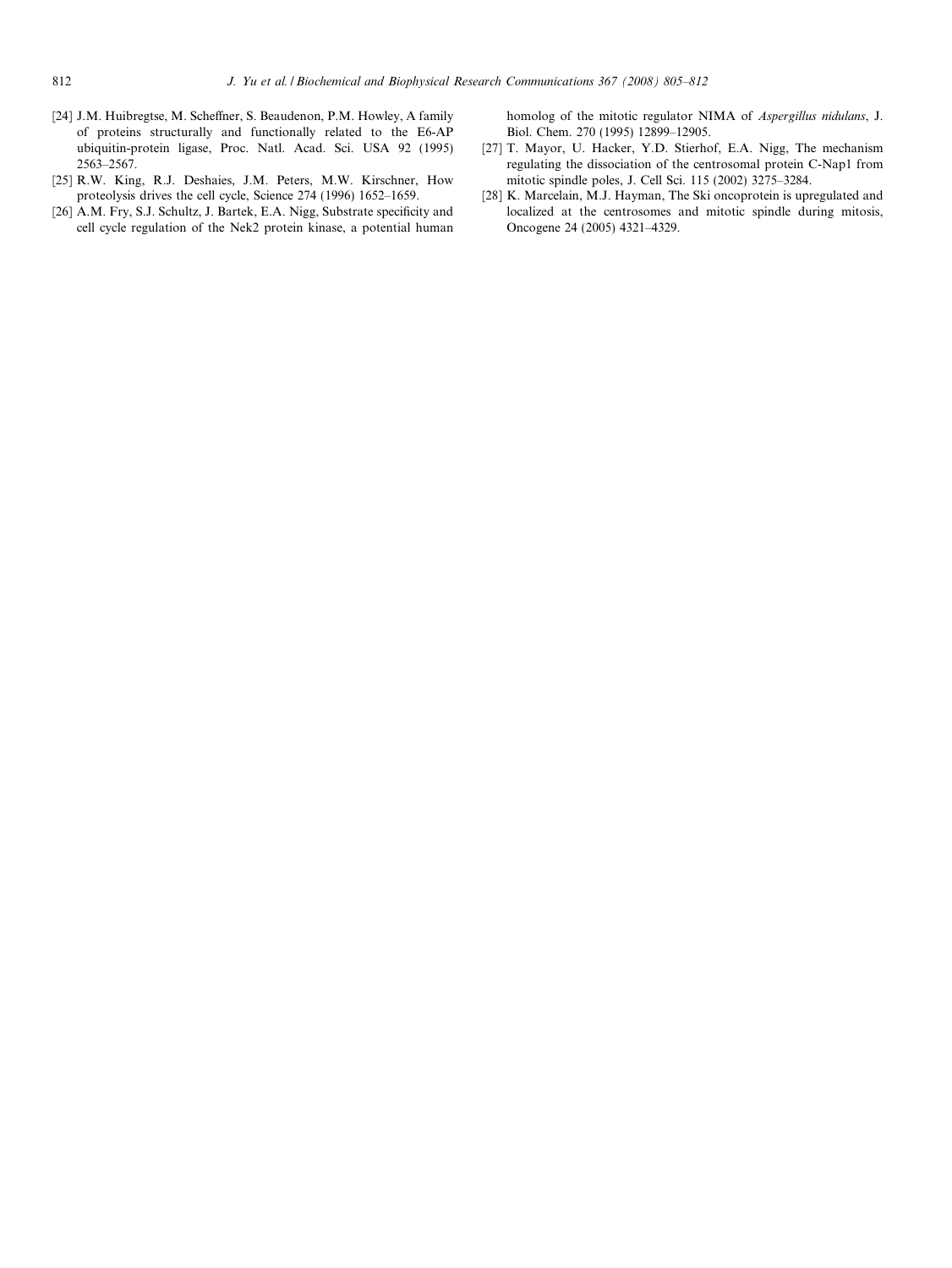[24] J.M. Huibregtse, M. Scheffner, S. Beaudenon, P.M. Howley, A family of proteins structurally and functionally related to the E6-AP ubiquitin-protein ligase, Proc. Natl. Acad. Sci. USA 92 (1995) 2563–2567.

[25] R.W. King, R.J. Deshaies, J.M. Peters, M.W. Kirschner, How proteolysis drives the cell cycle, Science 274 (1996) 1652–1659.

[26] A.M. Fry, S.J. Schultz, J. Bartek, E.A. Nigg, Substrate specificity and cell cycle regulation of the Nek2 protein kinase, a potential human homolog of the mitotic regulator NIMA of *Aspergillus nidulans*, J. Biol. Chem. 270 (1995) 12899–12905.

[27] T. Mayor, U. Hacker, Y.D. Stierhof, E.A. Nigg, The mechanism regulating the dissociation of the centrosomal protein C-Nap1 from mitotic spindle poles, J. Cell Sci. 115 (2002) 3275–3284.

[28] K. Marcelain, M.J. Hayman, The Ski oncoprotein is upregulated and localized at the centrosomes and mitotic spindle during mitosis, Oncogene 24 (2005) 4321–4329.